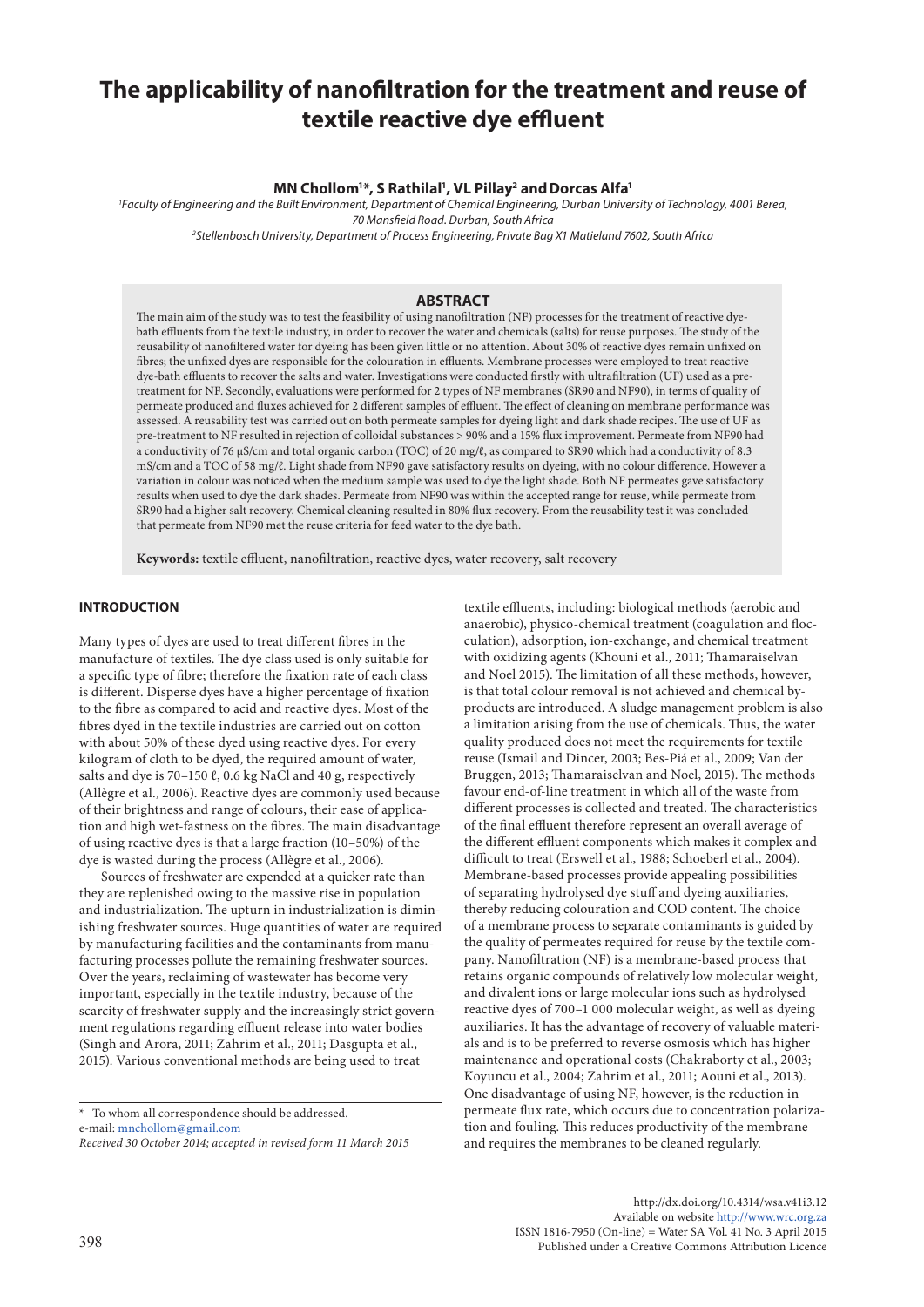# The applicability of nanofiltration for the treatment and reuse of textile reactive dye effluent

**MN Chollom[1]*, S Rathilal[1], VL Pillay[2] and Dorcas Alfa[1]**

[1]*Faculty of Engineering and the Built Environment, Department of Chemical Engineering, Durban University of Technology, 4001 Berea, 70 Mansfield Road. Durban, South Africa*

[2]*Stellenbosch University, Department of Process Engineering, Private Bag X1 Matieland 7602, South Africa*

## ABSTRACT

The main aim of the study was to test the feasibility of using nanofiltration (NF) processes for the treatment of reactive dye-bath effluents from the textile industry, in order to recover the water and chemicals (salts) for reuse purposes. The study of the reusability of nanofiltered water for dyeing has been given little or no attention. About 30% of reactive dyes remain unfixed on fibres; the unfixed dyes are responsible for the colouration in effluents. Membrane processes were employed to treat reactive dye-bath effluents to recover the salts and water. Investigations were conducted firstly with ultrafiltration (UF) used as a pre-treatment for NF. Secondly, evaluations were performed for 2 types of NF membranes (SR90 and NF90), in terms of quality of permeate produced and fluxes achieved for 2 different samples of effluent. The effect of cleaning on membrane performance was assessed. A reusability test was carried out on both permeate samples for dyeing light and dark shade recipes. The use of UF as pre-treatment to NF resulted in rejection of colloidal substances > 90% and a 15% flux improvement. Permeate from NF90 had a conductivity of 76 µS/cm and total organic carbon (TOC) of 20 mg/ℓ, as compared to SR90 which had a conductivity of 8.3 mS/cm and a TOC of 58 mg/ℓ. Light shade from NF90 gave satisfactory results on dyeing, with no colour difference. However a variation in colour was noticed when the medium sample was used to dye the light shade. Both NF permeates gave satisfactory results when used to dye the dark shades. Permeate from NF90 was within the accepted range for reuse, while permeate from SR90 had a higher salt recovery. Chemical cleaning resulted in 80% flux recovery. From the reusability test it was concluded that permeate from NF90 met the reuse criteria for feed water to the dye bath.

**Keywords:** textile effluent, nanofiltration, reactive dyes, water recovery, salt recovery

## INTRODUCTION

Many types of dyes are used to treat different fibres in the manufacture of textiles. The dye class used is only suitable for a specific type of fibre; therefore the fixation rate of each class is different. Disperse dyes have a higher percentage of fixation to the fibre as compared to acid and reactive dyes. Most of the fibres dyed in the textile industries are carried out on cotton with about 50% of these dyed using reactive dyes. For every kilogram of cloth to be dyed, the required amount of water, salts and dye is 70–150 ℓ, 0.6 kg NaCl and 40 g, respectively (Allègre et al., 2006). Reactive dyes are commonly used because of their brightness and range of colours, their ease of application and high wet-fastness on the fibres. The main disadvantage of using reactive dyes is that a large fraction (10–50%) of the dye is wasted during the process (Allègre et al., 2006).

Sources of freshwater are expended at a quicker rate than they are replenished owing to the massive rise in population and industrialization. The upturn in industrialization is diminishing freshwater sources. Huge quantities of water are required by manufacturing facilities and the contaminants from manufacturing processes pollute the remaining freshwater sources. Over the years, reclaiming of wastewater has become very important, especially in the textile industry, because of the scarcity of freshwater supply and the increasingly strict government regulations regarding effluent release into water bodies (Singh and Arora, 2011; Zahrim et al., 2011; Dasgupta et al., 2015). Various conventional methods are being used to treat textile effluents, including: biological methods (aerobic and anaerobic), physico-chemical treatment (coagulation and flocculation), adsorption, ion-exchange, and chemical treatment with oxidizing agents (Khouni et al., 2011; Thamaraiselvan and Noel 2015). The limitation of all these methods, however, is that total colour removal is not achieved and chemical by-products are introduced. A sludge management problem is also a limitation arising from the use of chemicals. Thus, the water quality produced does not meet the requirements for textile reuse (Ismail and Dincer, 2003; Bes-Piá et al., 2009; Van der Bruggen, 2013; Thamaraiselvan and Noel, 2015). The methods favour end-of-line treatment in which all of the waste from different processes is collected and treated. The characteristics of the final effluent therefore represent an overall average of the different effluent components which makes it complex and difficult to treat (Erswell et al., 1988; Schoeberl et al., 2004). Membrane-based processes provide appealing possibilities of separating hydrolysed dye stuff and dyeing auxiliaries, thereby reducing colouration and COD content. The choice of a membrane process to separate contaminants is guided by the quality of permeates required for reuse by the textile company. Nanofiltration (NF) is a membrane-based process that retains organic compounds of relatively low molecular weight, and divalent ions or large molecular ions such as hydrolysed reactive dyes of 700–1 000 molecular weight, as well as dyeing auxiliaries. It has the advantage of recovery of valuable materials and is to be preferred to reverse osmosis which has higher maintenance and operational costs (Chakraborty et al., 2003; Koyuncu et al., 2004; Zahrim et al., 2011; Aouni et al., 2013). One disadvantage of using NF, however, is the reduction in permeate flux rate, which occurs due to concentration polarization and fouling. This reduces productivity of the membrane and requires the membranes to be cleaned regularly.

\* To whom all correspondence should be addressed.
e-mail: mnchollom@gmail.com
*Received 30 October 2014; accepted in revised form 11 March 2015*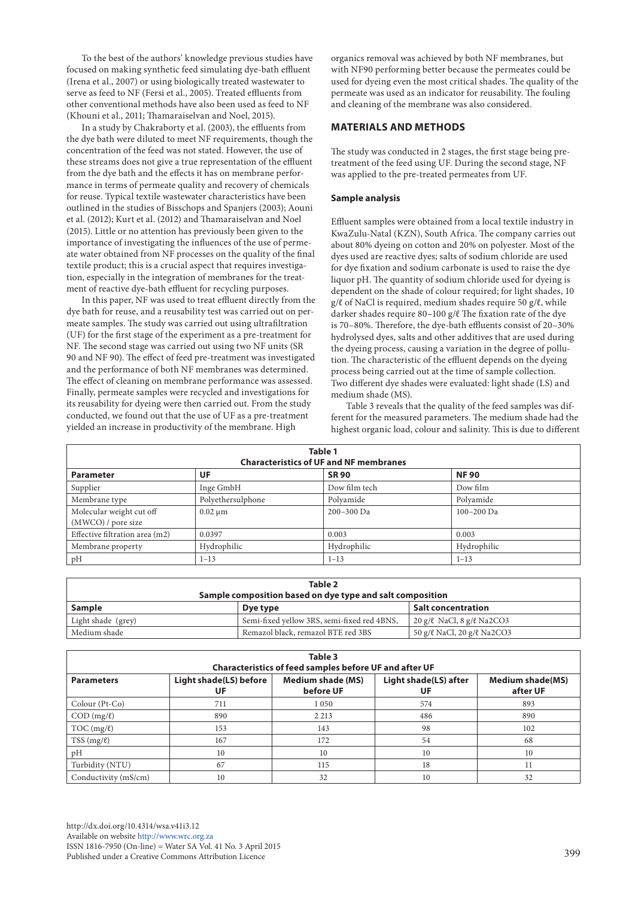To the best of the authors' knowledge previous studies have focused on making synthetic feed simulating dye-bath effluent (Irena et al., 2007) or using biologically treated wastewater to serve as feed to NF (Fersi et al., 2005). Treated effluents from other conventional methods have also been used as feed to NF (Khouni et al., 2011; Thamaraiselvan and Noel, 2015).

In a study by Chakraborty et al. (2003), the effluents from the dye bath were diluted to meet NF requirements, though the concentration of the feed was not stated. However, the use of these streams does not give a true representation of the effluent from the dye bath and the effects it has on membrane performance in terms of permeate quality and recovery of chemicals for reuse. Typical textile wastewater characteristics have been outlined in the studies of Bisschops and Spanjers (2003); Aouni et al. (2012); Kurt et al. (2012) and Thamaraiselvan and Noel (2015). Little or no attention has previously been given to the importance of investigating the influences of the use of permeate water obtained from NF processes on the quality of the final textile product; this is a crucial aspect that requires investigation, especially in the integration of membranes for the treatment of reactive dye-bath effluent for recycling purposes.

In this paper, NF was used to treat effluent directly from the dye bath for reuse, and a reusability test was carried out on permeate samples. The study was carried out using ultrafiltration (UF) for the first stage of the experiment as a pre-treatment for NF. The second stage was carried out using two NF units (SR 90 and NF 90). The effect of feed pre-treatment was investigated and the performance of both NF membranes was determined. The effect of cleaning on membrane performance was assessed. Finally, permeate samples were recycled and investigations for its reusability for dyeing were then carried out. From the study conducted, we found out that the use of UF as a pre-treatment yielded an increase in productivity of the membrane. High organics removal was achieved by both NF membranes, but with NF90 performing better because the permeates could be used for dyeing even the most critical shades. The quality of the permeate was used as an indicator for reusability. The fouling and cleaning of the membrane was also considered.

## MATERIALS AND METHODS

The study was conducted in 2 stages, the first stage being pre-treatment of the feed using UF. During the second stage, NF was applied to the pre-treated permeates from UF.

### Sample analysis

Effluent samples were obtained from a local textile industry in KwaZulu-Natal (KZN), South Africa. The company carries out about 80% dyeing on cotton and 20% on polyester. Most of the dyes used are reactive dyes; salts of sodium chloride are used for dye fixation and sodium carbonate is used to raise the dye liquor pH. The quantity of sodium chloride used for dyeing is dependent on the shade of colour required; for light shades, 10 g/ℓ of NaCl is required, medium shades require 50 g/ℓ, while darker shades require 80–100 g/ℓ The fixation rate of the dye is 70–80%. Therefore, the dye-bath effluents consist of 20–30% hydrolysed dyes, salts and other additives that are used during the dyeing process, causing a variation in the degree of pollution. The characteristic of the effluent depends on the dyeing process being carried out at the time of sample collection. Two different dye shades were evaluated: light shade (LS) and medium shade (MS).

Table 3 reveals that the quality of the feed samples was different for the measured parameters. The medium shade had the highest organic load, colour and salinity. This is due to different

**Table 1**
**Characteristics of UF and NF membranes**

| Parameter | UF | SR 90 | NF 90 |
|---|---|---|---|
| Supplier | Inge GmbH | Dow film tech | Dow film |
| Membrane type | Polyethersulphone | Polyamide | Polyamide |
| Molecular weight cut off (MWCO) / pore size | 0.02 µm | 200–300 Da | 100–200 Da |
| Effective filtration area (m2) | 0.0397 | 0.003 | 0.003 |
| Membrane property | Hydrophilic | Hydrophilic | Hydrophilic |
| pH | 1–13 | 1–13 | 1–13 |

**Table 2**
**Sample composition based on dye type and salt composition**

| Sample | Dye type | Salt concentration |
|---|---|---|
| Light shade (grey) | Semi-fixed yellow 3RS, semi-fixed red 4BNS, | 20 g/ℓ NaCl, 8 g/ℓ Na2CO3 |
| Medium shade | Remazol black, remazol BTE red 3BS | 50 g/ℓ NaCl, 20 g/ℓ Na2CO3 |

**Table 3**
**Characteristics of feed samples before UF and after UF**

| Parameters | Light shade(LS) before UF | Medium shade (MS) before UF | Light shade(LS) after UF | Medium shade(MS) after UF |
|---|---|---|---|---|
| Colour (Pt-Co) | 711 | 1 050 | 574 | 893 |
| COD (mg/ℓ) | 890 | 2 213 | 486 | 890 |
| TOC (mg/ℓ) | 153 | 143 | 98 | 102 |
| TSS (mg/ℓ) | 167 | 172 | 54 | 68 |
| pH | 10 | 10 | 10 | 10 |
| Turbidity (NTU) | 67 | 115 | 18 | 11 |
| Conductivity (mS/cm) | 10 | 32 | 10 | 32 |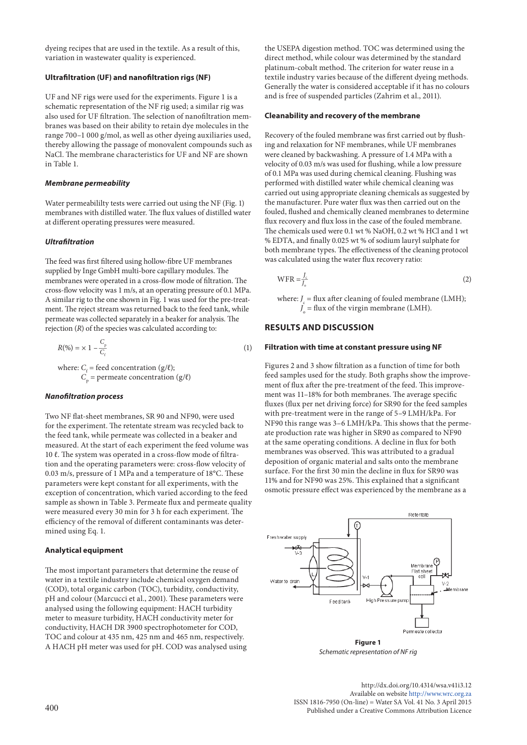dyeing recipes that are used in the textile. As a result of this, variation in wastewater quality is experienced.

### Ultrafiltration (UF) and nanofiltration rigs (NF)

UF and NF rigs were used for the experiments. Figure 1 is a schematic representation of the NF rig used; a similar rig was also used for UF filtration. The selection of nanofiltration membranes was based on their ability to retain dye molecules in the range 700–1 000 g/mol, as well as other dyeing auxiliaries used, thereby allowing the passage of monovalent compounds such as NaCl. The membrane characteristics for UF and NF are shown in Table 1.

#### *Membrane permeability*

Water permeabililty tests were carried out using the NF (Fig. 1) membranes with distilled water. The flux values of distilled water at different operating pressures were measured.

#### *Ultrafiltration*

The feed was first filtered using hollow-fibre UF membranes supplied by Inge GmbH multi-bore capillary modules. The membranes were operated in a cross-flow mode of filtration. The cross-flow velocity was 1 m/s, at an operating pressure of 0.1 MPa. A similar rig to the one shown in Fig. 1 was used for the pre-treatment. The reject stream was returned back to the feed tank, while permeate was collected separately in a beaker for analysis. The rejection ($R$) of the species was calculated according to:

$$R(\%) = \times\ 1 - \frac{C_p}{C_f} \tag{1}$$

where: $C_f$ = feed concentration (g/ℓ);
$C_p$ = permeate concentration (g/ℓ)

#### *Nanofiltration process*

Two NF flat-sheet membranes, SR 90 and NF90, were used for the experiment. The retentate stream was recycled back to the feed tank, while permeate was collected in a beaker and measured. At the start of each experiment the feed volume was 10 ℓ. The system was operated in a cross-flow mode of filtration and the operating parameters were: cross-flow velocity of 0.03 m/s, pressure of 1 MPa and a temperature of 18°C. These parameters were kept constant for all experiments, with the exception of concentration, which varied according to the feed sample as shown in Table 3. Permeate flux and permeate quality were measured every 30 min for 3 h for each experiment. The efficiency of the removal of different contaminants was determined using Eq. 1.

### Analytical equipment

The most important parameters that determine the reuse of water in a textile industry include chemical oxygen demand (COD), total organic carbon (TOC), turbidity, conductivity, pH and colour (Marcucci et al., 2001). These parameters were analysed using the following equipment: HACH turbidity meter to measure turbidity, HACH conductivity meter for conductivity, HACH DR 3900 spectrophotometer for COD, TOC and colour at 435 nm, 425 nm and 465 nm, respectively. A HACH pH meter was used for pH. COD was analysed using the USEPA digestion method. TOC was determined using the direct method, while colour was determined by the standard platinum-cobalt method. The criterion for water reuse in a textile industry varies because of the different dyeing methods. Generally the water is considered acceptable if it has no colours and is free of suspended particles (Zahrim et al., 2011).

### Cleanability and recovery of the membrane

Recovery of the fouled membrane was first carried out by flushing and relaxation for NF membranes, while UF membranes were cleaned by backwashing. A pressure of 1.4 MPa with a velocity of 0.03 m/s was used for flushing, while a low pressure of 0.1 MPa was used during chemical cleaning. Flushing was performed with distilled water while chemical cleaning was carried out using appropriate cleaning chemicals as suggested by the manufacturer. Pure water flux was then carried out on the fouled, flushed and chemically cleaned membranes to determine flux recovery and flux loss in the case of the fouled membrane. The chemicals used were 0.1 wt % NaOH, 0.2 wt % HCl and 1 wt % EDTA, and finally 0.025 wt % of sodium lauryl sulphate for both membrane types. The effectiveness of the cleaning protocol was calculated using the water flux recovery ratio:

$$\text{WFR} = \frac{J_c}{J_o} \tag{2}$$

where: $J_c$ = flux after cleaning of fouled membrane (LMH);
$J_o$ = flux of the virgin membrane (LMH).

## RESULTS AND DISCUSSION

### Filtration with time at constant pressure using NF

Figures 2 and 3 show filtration as a function of time for both feed samples used for the study. Both graphs show the improvement of flux after the pre-treatment of the feed. This improvement was 11–18% for both membranes. The average specific fluxes (flux per net driving force) for SR90 for the feed samples with pre-treatment were in the range of 5–9 LMH/kPa. For NF90 this range was 3–6 LMH/kPa. This shows that the permeate production rate was higher in SR90 as compared to NF90 at the same operating conditions. A decline in flux for both membranes was observed. This was attributed to a gradual deposition of organic material and salts onto the membrane surface. For the first 30 min the decline in flux for SR90 was 11% and for NF90 was 25%. This explained that a significant osmotic pressure effect was experienced by the membrane as a

**Figure 1**
*Schematic representation of NF rig*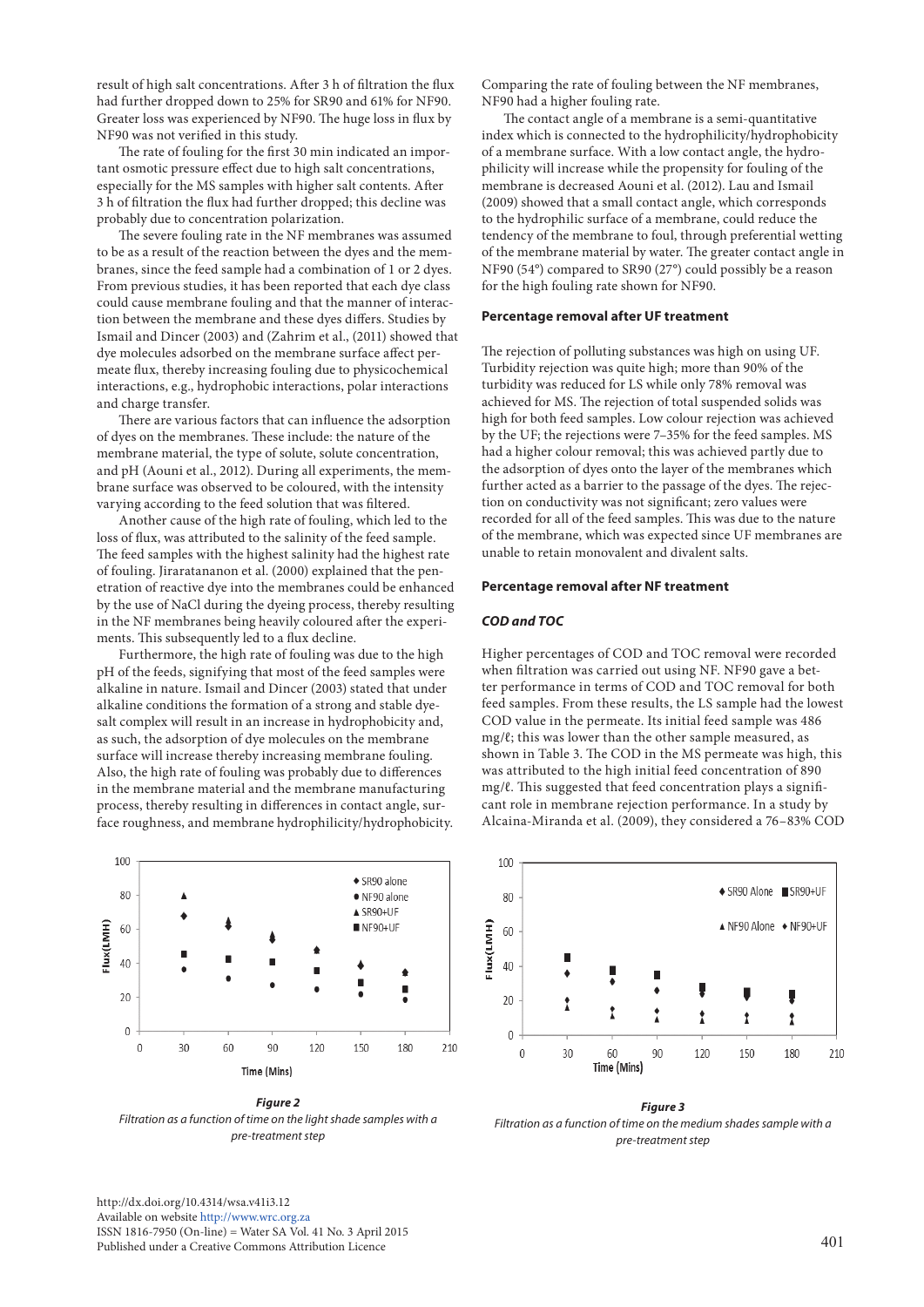result of high salt concentrations. After 3 h of filtration the flux had further dropped down to 25% for SR90 and 61% for NF90. Greater loss was experienced by NF90. The huge loss in flux by NF90 was not verified in this study.

The rate of fouling for the first 30 min indicated an important osmotic pressure effect due to high salt concentrations, especially for the MS samples with higher salt contents. After 3 h of filtration the flux had further dropped; this decline was probably due to concentration polarization.

The severe fouling rate in the NF membranes was assumed to be as a result of the reaction between the dyes and the membranes, since the feed sample had a combination of 1 or 2 dyes. From previous studies, it has been reported that each dye class could cause membrane fouling and that the manner of interaction between the membrane and these dyes differs. Studies by Ismail and Dincer (2003) and (Zahrim et al., (2011) showed that dye molecules adsorbed on the membrane surface affect permeate flux, thereby increasing fouling due to physicochemical interactions, e.g., hydrophobic interactions, polar interactions and charge transfer.

There are various factors that can influence the adsorption of dyes on the membranes. These include: the nature of the membrane material, the type of solute, solute concentration, and pH (Aouni et al., 2012). During all experiments, the membrane surface was observed to be coloured, with the intensity varying according to the feed solution that was filtered.

Another cause of the high rate of fouling, which led to the loss of flux, was attributed to the salinity of the feed sample. The feed samples with the highest salinity had the highest rate of fouling. Jiraratananon et al. (2000) explained that the penetration of reactive dye into the membranes could be enhanced by the use of NaCl during the dyeing process, thereby resulting in the NF membranes being heavily coloured after the experiments. This subsequently led to a flux decline.

Furthermore, the high rate of fouling was due to the high pH of the feeds, signifying that most of the feed samples were alkaline in nature. Ismail and Dincer (2003) stated that under alkaline conditions the formation of a strong and stable dye-salt complex will result in an increase in hydrophobicity and, as such, the adsorption of dye molecules on the membrane surface will increase thereby increasing membrane fouling. Also, the high rate of fouling was probably due to differences in the membrane material and the membrane manufacturing process, thereby resulting in differences in contact angle, surface roughness, and membrane hydrophilicity/hydrophobicity.

*Figure 2*
*Filtration as a function of time on the light shade samples with a pre-treatment step*

Comparing the rate of fouling between the NF membranes, NF90 had a higher fouling rate.

The contact angle of a membrane is a semi-quantitative index which is connected to the hydrophilicity/hydrophobicity of a membrane surface. With a low contact angle, the hydrophilicity will increase while the propensity for fouling of the membrane is decreased Aouni et al. (2012). Lau and Ismail (2009) showed that a small contact angle, which corresponds to the hydrophilic surface of a membrane, could reduce the tendency of the membrane to foul, through preferential wetting of the membrane material by water. The greater contact angle in NF90 (54°) compared to SR90 (27°) could possibly be a reason for the high fouling rate shown for NF90.

### Percentage removal after UF treatment

The rejection of polluting substances was high on using UF. Turbidity rejection was quite high; more than 90% of the turbidity was reduced for LS while only 78% removal was achieved for MS. The rejection of total suspended solids was high for both feed samples. Low colour rejection was achieved by the UF; the rejections were 7–35% for the feed samples. MS had a higher colour removal; this was achieved partly due to the adsorption of dyes onto the layer of the membranes which further acted as a barrier to the passage of the dyes. The rejection on conductivity was not significant; zero values were recorded for all of the feed samples. This was due to the nature of the membrane, which was expected since UF membranes are unable to retain monovalent and divalent salts.

### Percentage removal after NF treatment

#### *COD and TOC*

Higher percentages of COD and TOC removal were recorded when filtration was carried out using NF. NF90 gave a better performance in terms of COD and TOC removal for both feed samples. From these results, the LS sample had the lowest COD value in the permeate. Its initial feed sample was 486 mg/ℓ; this was lower than the other sample measured, as shown in Table 3. The COD in the MS permeate was high, this was attributed to the high initial feed concentration of 890 mg/ℓ. This suggested that feed concentration plays a significant role in membrane rejection performance. In a study by Alcaina-Miranda et al. (2009), they considered a 76–83% COD

*Figure 3*
*Filtration as a function of time on the medium shades sample with a pre-treatment step*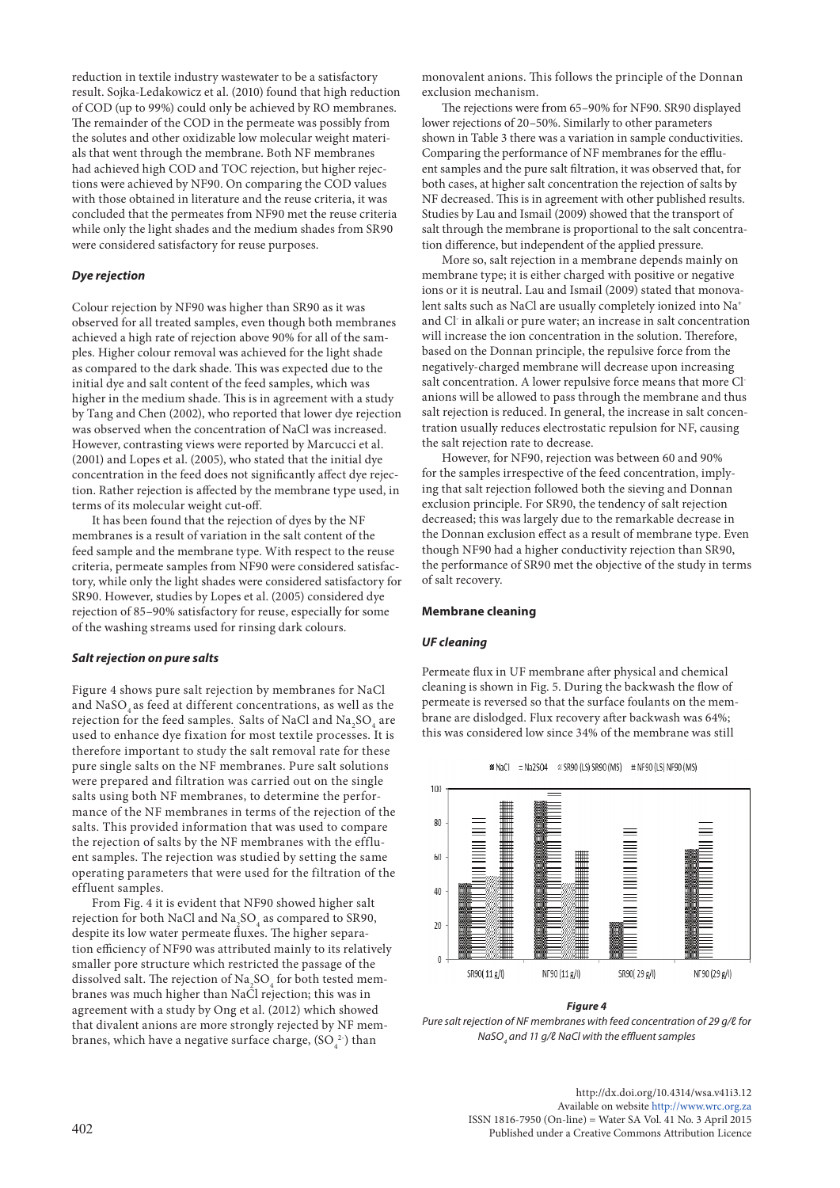reduction in textile industry wastewater to be a satisfactory result. Sojka-Ledakowicz et al. (2010) found that high reduction of COD (up to 99%) could only be achieved by RO membranes. The remainder of the COD in the permeate was possibly from the solutes and other oxidizable low molecular weight materials that went through the membrane. Both NF membranes had achieved high COD and TOC rejection, but higher rejections were achieved by NF90. On comparing the COD values with those obtained in literature and the reuse criteria, it was concluded that the permeates from NF90 met the reuse criteria while only the light shades and the medium shades from SR90 were considered satisfactory for reuse purposes.

### *Dye rejection*

Colour rejection by NF90 was higher than SR90 as it was observed for all treated samples, even though both membranes achieved a high rate of rejection above 90% for all of the samples. Higher colour removal was achieved for the light shade as compared to the dark shade. This was expected due to the initial dye and salt content of the feed samples, which was higher in the medium shade. This is in agreement with a study by Tang and Chen (2002), who reported that lower dye rejection was observed when the concentration of NaCl was increased. However, contrasting views were reported by Marcucci et al. (2001) and Lopes et al. (2005), who stated that the initial dye concentration in the feed does not significantly affect dye rejection. Rather rejection is affected by the membrane type used, in terms of its molecular weight cut-off.

It has been found that the rejection of dyes by the NF membranes is a result of variation in the salt content of the feed sample and the membrane type. With respect to the reuse criteria, permeate samples from NF90 were considered satisfactory, while only the light shades were considered satisfactory for SR90. However, studies by Lopes et al. (2005) considered dye rejection of 85–90% satisfactory for reuse, especially for some of the washing streams used for rinsing dark colours.

### *Salt rejection on pure salts*

Figure 4 shows pure salt rejection by membranes for NaCl and $NaSO_4$ as feed at different concentrations, as well as the rejection for the feed samples. Salts of NaCl and $Na_2SO_4$ are used to enhance dye fixation for most textile processes. It is therefore important to study the salt removal rate for these pure single salts on the NF membranes. Pure salt solutions were prepared and filtration was carried out on the single salts using both NF membranes, to determine the performance of the NF membranes in terms of the rejection of the salts. This provided information that was used to compare the rejection of salts by the NF membranes with the effluent samples. The rejection was studied by setting the same operating parameters that were used for the filtration of the effluent samples.

From Fig. 4 it is evident that NF90 showed higher salt rejection for both NaCl and $Na_2SO_4$ as compared to SR90, despite its low water permeate fluxes. The higher separation efficiency of NF90 was attributed mainly to its relatively smaller pore structure which restricted the passage of the dissolved salt. The rejection of $Na_2SO_4$ for both tested membranes was much higher than NaCl rejection; this was in agreement with a study by Ong et al. (2012) which showed that divalent anions are more strongly rejected by NF membranes, which have a negative surface charge, ($SO_4^{2-}$) than monovalent anions. This follows the principle of the Donnan exclusion mechanism.

The rejections were from 65–90% for NF90. SR90 displayed lower rejections of 20–50%. Similarly to other parameters shown in Table 3 there was a variation in sample conductivities. Comparing the performance of NF membranes for the effluent samples and the pure salt filtration, it was observed that, for both cases, at higher salt concentration the rejection of salts by NF decreased. This is in agreement with other published results. Studies by Lau and Ismail (2009) showed that the transport of salt through the membrane is proportional to the salt concentration difference, but independent of the applied pressure.

More so, salt rejection in a membrane depends mainly on membrane type; it is either charged with positive or negative ions or it is neutral. Lau and Ismail (2009) stated that monovalent salts such as NaCl are usually completely ionized into $Na^+$ and $Cl^-$ in alkali or pure water; an increase in salt concentration will increase the ion concentration in the solution. Therefore, based on the Donnan principle, the repulsive force from the negatively-charged membrane will decrease upon increasing salt concentration. A lower repulsive force means that more $Cl^-$ anions will be allowed to pass through the membrane and thus salt rejection is reduced. In general, the increase in salt concentration usually reduces electrostatic repulsion for NF, causing the salt rejection rate to decrease.

However, for NF90, rejection was between 60 and 90% for the samples irrespective of the feed concentration, implying that salt rejection followed both the sieving and Donnan exclusion principle. For SR90, the tendency of salt rejection decreased; this was largely due to the remarkable decrease in the Donnan exclusion effect as a result of membrane type. Even though NF90 had a higher conductivity rejection than SR90, the performance of SR90 met the objective of the study in terms of salt recovery.

## **Membrane cleaning**

### *UF cleaning*

Permeate flux in UF membrane after physical and chemical cleaning is shown in Fig. 5. During the backwash the flow of permeate is reversed so that the surface foulants on the membrane are dislodged. Flux recovery after backwash was 64%; this was considered low since 34% of the membrane was still

***Figure 4***
*Pure salt rejection of NF membranes with feed concentration of 29 g/ℓ for $NaSO_4$ and 11 g/ℓ NaCl with the effluent samples*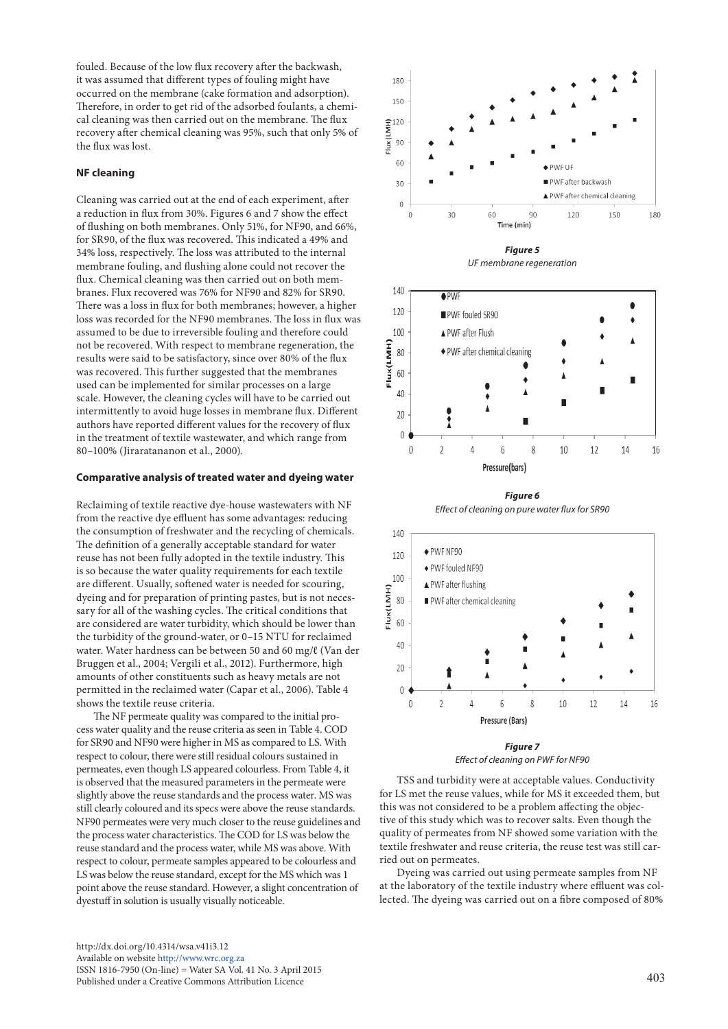fouled. Because of the low flux recovery after the backwash, it was assumed that different types of fouling might have occurred on the membrane (cake formation and adsorption). Therefore, in order to get rid of the adsorbed foulants, a chemical cleaning was then carried out on the membrane. The flux recovery after chemical cleaning was 95%, such that only 5% of the flux was lost.

### NF cleaning

Cleaning was carried out at the end of each experiment, after a reduction in flux from 30%. Figures 6 and 7 show the effect of flushing on both membranes. Only 51%, for NF90, and 66%, for SR90, of the flux was recovered. This indicated a 49% and 34% loss, respectively. The loss was attributed to the internal membrane fouling, and flushing alone could not recover the flux. Chemical cleaning was then carried out on both membranes. Flux recovered was 76% for NF90 and 82% for SR90. There was a loss in flux for both membranes; however, a higher loss was recorded for the NF90 membranes. The loss in flux was assumed to be due to irreversible fouling and therefore could not be recovered. With respect to membrane regeneration, the results were said to be satisfactory, since over 80% of the flux was recovered. This further suggested that the membranes used can be implemented for similar processes on a large scale. However, the cleaning cycles will have to be carried out intermittently to avoid huge losses in membrane flux. Different authors have reported different values for the recovery of flux in the treatment of textile wastewater, and which range from 80–100% (Jiraratananon et al., 2000).

### Comparative analysis of treated water and dyeing water

Reclaiming of textile reactive dye-house wastewaters with NF from the reactive dye effluent has some advantages: reducing the consumption of freshwater and the recycling of chemicals. The definition of a generally acceptable standard for water reuse has not been fully adopted in the textile industry. This is so because the water quality requirements for each textile are different. Usually, softened water is needed for scouring, dyeing and for preparation of printing pastes, but is not necessary for all of the washing cycles. The critical conditions that are considered are water turbidity, which should be lower than the turbidity of the ground-water, or 0–15 NTU for reclaimed water. Water hardness can be between 50 and 60 mg/ℓ (Van der Bruggen et al., 2004; Vergili et al., 2012). Furthermore, high amounts of other constituents such as heavy metals are not permitted in the reclaimed water (Capar et al., 2006). Table 4 shows the textile reuse criteria.

The NF permeate quality was compared to the initial process water quality and the reuse criteria as seen in Table 4. COD for SR90 and NF90 were higher in MS as compared to LS. With respect to colour, there were still residual colours sustained in permeates, even though LS appeared colourless. From Table 4, it is observed that the measured parameters in the permeate were slightly above the reuse standards and the process water. MS was still clearly coloured and its specs were above the reuse standards. NF90 permeates were very much closer to the reuse guidelines and the process water characteristics. The COD for LS was below the reuse standard and the process water, while MS was above. With respect to colour, permeate samples appeared to be colourless and LS was below the reuse standard, except for the MS which was 1 point above the reuse standard. However, a slight concentration of dyestuff in solution is usually visually noticeable.

***Figure 5***
*UF membrane regeneration*

***Figure 6***
*Effect of cleaning on pure water flux for SR90*

***Figure 7***
*Effect of cleaning on PWF for NF90*

TSS and turbidity were at acceptable values. Conductivity for LS met the reuse values, while for MS it exceeded them, but this was not considered to be a problem affecting the objective of this study which was to recover salts. Even though the quality of permeates from NF showed some variation with the textile freshwater and reuse criteria, the reuse test was still carried out on permeates.

Dyeing was carried out using permeate samples from NF at the laboratory of the textile industry where effluent was collected. The dyeing was carried out on a fibre composed of 80%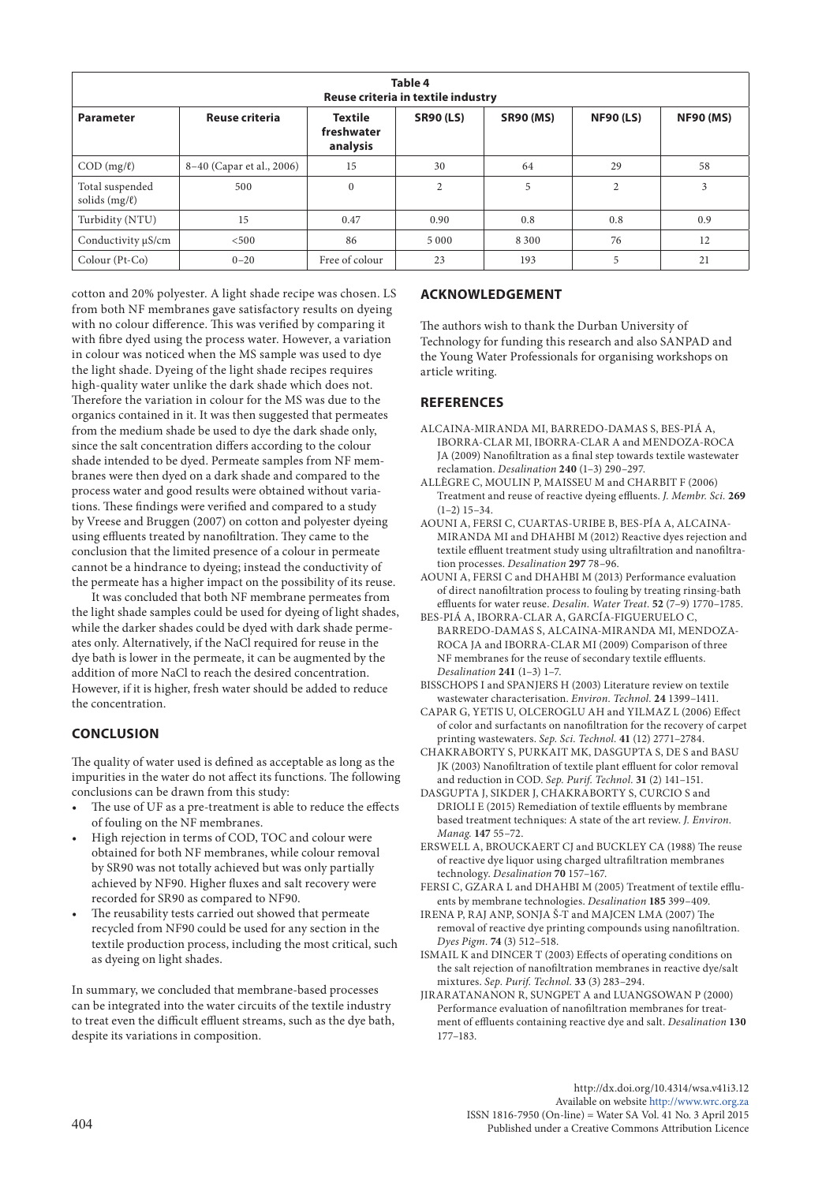**Table 4**
**Reuse criteria in textile industry**

| Parameter | Reuse criteria | Textile freshwater analysis | SR90 (LS) | SR90 (MS) | NF90 (LS) | NF90 (MS) |
|---|---|---|---|---|---|---|
| COD (mg/ℓ) | 8–40 (Capar et al., 2006) | 15 | 30 | 64 | 29 | 58 |
| Total suspended solids (mg/ℓ) | 500 | 0 | 2 | 5 | 2 | 3 |
| Turbidity (NTU) | 15 | 0.47 | 0.90 | 0.8 | 0.8 | 0.9 |
| Conductivity µS/cm | <500 | 86 | 5 000 | 8 300 | 76 | 12 |
| Colour (Pt-Co) | 0–20 | Free of colour | 23 | 193 | 5 | 21 |

cotton and 20% polyester. A light shade recipe was chosen. LS from both NF membranes gave satisfactory results on dyeing with no colour difference. This was verified by comparing it with fibre dyed using the process water. However, a variation in colour was noticed when the MS sample was used to dye the light shade. Dyeing of the light shade recipes requires high-quality water unlike the dark shade which does not. Therefore the variation in colour for the MS was due to the organics contained in it. It was then suggested that permeates from the medium shade be used to dye the dark shade only, since the salt concentration differs according to the colour shade intended to be dyed. Permeate samples from NF membranes were then dyed on a dark shade and compared to the process water and good results were obtained without variations. These findings were verified and compared to a study by Vreese and Bruggen (2007) on cotton and polyester dyeing using effluents treated by nanofiltration. They came to the conclusion that the limited presence of a colour in permeate cannot be a hindrance to dyeing; instead the conductivity of the permeate has a higher impact on the possibility of its reuse.

It was concluded that both NF membrane permeates from the light shade samples could be used for dyeing of light shades, while the darker shades could be dyed with dark shade permeates only. Alternatively, if the NaCl required for reuse in the dye bath is lower in the permeate, it can be augmented by the addition of more NaCl to reach the desired concentration. However, if it is higher, fresh water should be added to reduce the concentration.

## CONCLUSION

The quality of water used is defined as acceptable as long as the impurities in the water do not affect its functions. The following conclusions can be drawn from this study:

- The use of UF as a pre-treatment is able to reduce the effects of fouling on the NF membranes.
- High rejection in terms of COD, TOC and colour were obtained for both NF membranes, while colour removal by SR90 was not totally achieved but was only partially achieved by NF90. Higher fluxes and salt recovery were recorded for SR90 as compared to NF90.
- The reusability tests carried out showed that permeate recycled from NF90 could be used for any section in the textile production process, including the most critical, such as dyeing on light shades.

In summary, we concluded that membrane-based processes can be integrated into the water circuits of the textile industry to treat even the difficult effluent streams, such as the dye bath, despite its variations in composition.

## ACKNOWLEDGEMENT

The authors wish to thank the Durban University of Technology for funding this research and also SANPAD and the Young Water Professionals for organising workshops on article writing.

## REFERENCES

ALCAINA-MIRANDA MI, BARREDO-DAMAS S, BES-PIÁ A, IBORRA-CLAR MI, IBORRA-CLAR A and MENDOZA-ROCA JA (2009) Nanofiltration as a final step towards textile wastewater reclamation. *Desalination* **240** (1–3) 290–297.

ALLÈGRE C, MOULIN P, MAISSEU M and CHARBIT F (2006) Treatment and reuse of reactive dyeing effluents. *J. Membr. Sci.* **269** (1–2) 15–34.

AOUNI A, FERSI C, CUARTAS-URIBE B, BES-PÍA A, ALCAINA-MIRANDA MI and DHAHBI M (2012) Reactive dyes rejection and textile effluent treatment study using ultrafiltration and nanofiltration processes. *Desalination* **297** 78–96.

AOUNI A, FERSI C and DHAHBI M (2013) Performance evaluation of direct nanofiltration process to fouling by treating rinsing-bath effluents for water reuse. *Desalin. Water Treat.* **52** (7–9) 1770–1785.

BES-PIÁ A, IBORRA-CLAR A, GARCÍA-FIGUERUELO C, BARREDO-DAMAS S, ALCAINA-MIRANDA MI, MENDOZA-ROCA JA and IBORRA-CLAR MI (2009) Comparison of three NF membranes for the reuse of secondary textile effluents. *Desalination* **241** (1–3) 1–7.

BISSCHOPS I and SPANJERS H (2003) Literature review on textile wastewater characterisation. *Environ. Technol.* **24** 1399–1411.

CAPAR G, YETIS U, OLCEROGLU AH and YILMAZ L (2006) Effect of color and surfactants on nanofiltration for the recovery of carpet printing wastewaters. *Sep. Sci. Technol.* **41** (12) 2771–2784.

CHAKRABORTY S, PURKAIT MK, DASGUPTA S, DE S and BASU JK (2003) Nanofiltration of textile plant effluent for color removal and reduction in COD. *Sep. Purif. Technol.* **31** (2) 141–151.

DASGUPTA J, SIKDER J, CHAKRABORTY S, CURCIO S and DRIOLI E (2015) Remediation of textile effluents by membrane based treatment techniques: A state of the art review. *J. Environ. Manag.* **147** 55–72.

ERSWELL A, BROUCKAERT CJ and BUCKLEY CA (1988) The reuse of reactive dye liquor using charged ultrafiltration membranes technology. *Desalination* **70** 157–167.

FERSI C, GZARA L and DHAHBI M (2005) Treatment of textile effluents by membrane technologies. *Desalination* **185** 399–409.

IRENA P, RAJ ANP, SONJA Š-T and MAJCEN LMA (2007) The removal of reactive dye printing compounds using nanofiltration. *Dyes Pigm.* **74** (3) 512–518.

ISMAIL K and DINCER T (2003) Effects of operating conditions on the salt rejection of nanofiltration membranes in reactive dye/salt mixtures. *Sep. Purif. Technol.* **33** (3) 283–294.

JIRARATANANON R, SUNGPET A and LUANGSOWAN P (2000) Performance evaluation of nanofiltration membranes for treatment of effluents containing reactive dye and salt. *Desalination* **130** 177–183.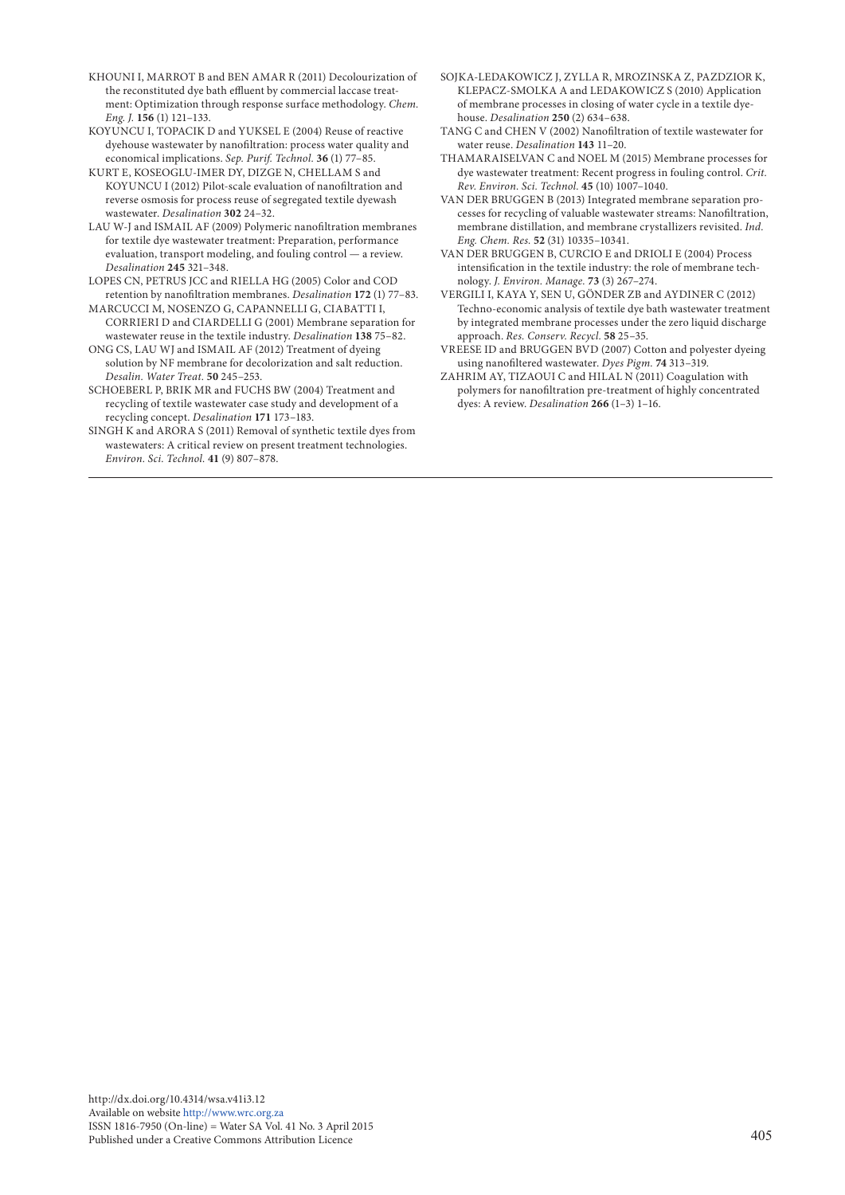KHOUNI I, MARROT B and BEN AMAR R (2011) Decolourization of the reconstituted dye bath effluent by commercial laccase treatment: Optimization through response surface methodology. *Chem. Eng. J.* **156** (1) 121–133.

KOYUNCU I, TOPACIK D and YUKSEL E (2004) Reuse of reactive dyehouse wastewater by nanofiltration: process water quality and economical implications. *Sep. Purif. Technol.* **36** (1) 77–85.

KURT E, KOSEOGLU-IMER DY, DIZGE N, CHELLAM S and KOYUNCU I (2012) Pilot-scale evaluation of nanofiltration and reverse osmosis for process reuse of segregated textile dyewash wastewater. *Desalination* **302** 24–32.

LAU W-J and ISMAIL AF (2009) Polymeric nanofiltration membranes for textile dye wastewater treatment: Preparation, performance evaluation, transport modeling, and fouling control — a review. *Desalination* **245** 321–348.

LOPES CN, PETRUS JCC and RIELLA HG (2005) Color and COD retention by nanofiltration membranes. *Desalination* **172** (1) 77–83.

MARCUCCI M, NOSENZO G, CAPANNELLI G, CIABATTI I, CORRIERI D and CIARDELLI G (2001) Membrane separation for wastewater reuse in the textile industry. *Desalination* **138** 75–82.

ONG CS, LAU WJ and ISMAIL AF (2012) Treatment of dyeing solution by NF membrane for decolorization and salt reduction. *Desalin. Water Treat.* **50** 245–253.

SCHOEBERL P, BRIK MR and FUCHS BW (2004) Treatment and recycling of textile wastewater case study and development of a recycling concept. *Desalination* **171** 173–183.

SINGH K and ARORA S (2011) Removal of synthetic textile dyes from wastewaters: A critical review on present treatment technologies. *Environ. Sci. Technol.* **41** (9) 807–878.

SOJKA-LEDAKOWICZ J, ZYLLA R, MROZINSKA Z, PAZDZIOR K, KLEPACZ-SMOLKA A and LEDAKOWICZ S (2010) Application of membrane processes in closing of water cycle in a textile dyehouse. *Desalination* **250** (2) 634–638.

TANG C and CHEN V (2002) Nanofiltration of textile wastewater for water reuse. *Desalination* **143** 11–20.

THAMARAISELVAN C and NOEL M (2015) Membrane processes for dye wastewater treatment: Recent progress in fouling control. *Crit. Rev. Environ. Sci. Technol.* **45** (10) 1007–1040.

VAN DER BRUGGEN B (2013) Integrated membrane separation processes for recycling of valuable wastewater streams: Nanofiltration, membrane distillation, and membrane crystallizers revisited. *Ind. Eng. Chem. Res.* **52** (31) 10335–10341.

VAN DER BRUGGEN B, CURCIO E and DRIOLI E (2004) Process intensification in the textile industry: the role of membrane technology. *J. Environ. Manage.* **73** (3) 267–274.

VERGILI I, KAYA Y, SEN U, GÖNDER ZB and AYDINER C (2012) Techno-economic analysis of textile dye bath wastewater treatment by integrated membrane processes under the zero liquid discharge approach. *Res. Conserv. Recycl.* **58** 25–35.

VREESE ID and BRUGGEN BVD (2007) Cotton and polyester dyeing using nanofiltered wastewater. *Dyes Pigm.* **74** 313–319.

ZAHRIM AY, TIZAOUI C and HILAL N (2011) Coagulation with polymers for nanofiltration pre-treatment of highly concentrated dyes: A review. *Desalination* **266** (1–3) 1–16.